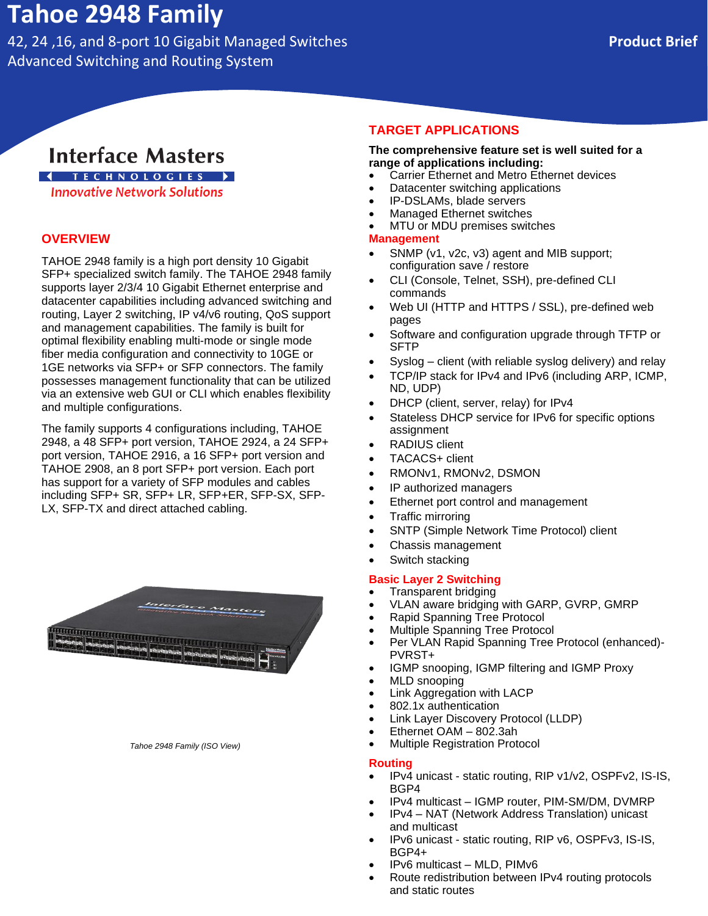# Tahoe 2948 Family

42, 24 ,16, and 8-port 10 Gigabit Managed Switches
Advanced Switching and Routing System

**Product Brief**

Interface Masters
TECHNOLOGIES
*Innovative Network Solutions*

## OVERVIEW

TAHOE 2948 family is a high port density 10 Gigabit SFP+ specialized switch family. The TAHOE 2948 family supports layer 2/3/4 10 Gigabit Ethernet enterprise and datacenter capabilities including advanced switching and routing, Layer 2 switching, IP v4/v6 routing, QoS support and management capabilities. The family is built for optimal flexibility enabling multi-mode or single mode fiber media configuration and connectivity to 10GE or 1GE networks via SFP+ or SFP connectors. The family possesses management functionality that can be utilized via an extensive web GUI or CLI which enables flexibility and multiple configurations.

The family supports 4 configurations including, TAHOE 2948, a 48 SFP+ port version, TAHOE 2924, a 24 SFP+ port version, TAHOE 2916, a 16 SFP+ port version and TAHOE 2908, an 8 port SFP+ port version. Each port has support for a variety of SFP modules and cables including SFP+ SR, SFP+ LR, SFP+ER, SFP-SX, SFP-LX, SFP-TX and direct attached cabling.

*Tahoe 2948 Family (ISO View)*

## TARGET APPLICATIONS

**The comprehensive feature set is well suited for a range of applications including:**

- Carrier Ethernet and Metro Ethernet devices
- Datacenter switching applications
- IP-DSLAMs, blade servers
- Managed Ethernet switches
- MTU or MDU premises switches

### Management

- SNMP (v1, v2c, v3) agent and MIB support; configuration save / restore
- CLI (Console, Telnet, SSH), pre-defined CLI commands
- Web UI (HTTP and HTTPS / SSL), pre-defined web pages
- Software and configuration upgrade through TFTP or SFTP
- Syslog – client (with reliable syslog delivery) and relay
- TCP/IP stack for IPv4 and IPv6 (including ARP, ICMP, ND, UDP)
- DHCP (client, server, relay) for IPv4
- Stateless DHCP service for IPv6 for specific options assignment
- RADIUS client
- TACACS+ client
- RMONv1, RMONv2, DSMON
- IP authorized managers
- Ethernet port control and management
- Traffic mirroring
- SNTP (Simple Network Time Protocol) client
- Chassis management
- Switch stacking

### Basic Layer 2 Switching

- Transparent bridging
- VLAN aware bridging with GARP, GVRP, GMRP
- Rapid Spanning Tree Protocol
- Multiple Spanning Tree Protocol
- Per VLAN Rapid Spanning Tree Protocol (enhanced)-PVRST+
- IGMP snooping, IGMP filtering and IGMP Proxy
- MLD snooping
- Link Aggregation with LACP
- 802.1x authentication
- Link Layer Discovery Protocol (LLDP)
- Ethernet OAM – 802.3ah
- Multiple Registration Protocol

### Routing

- IPv4 unicast - static routing, RIP v1/v2, OSPFv2, IS-IS, BGP4
- IPv4 multicast – IGMP router, PIM-SM/DM, DVMRP
- IPv4 – NAT (Network Address Translation) unicast and multicast
- IPv6 unicast - static routing, RIP v6, OSPFv3, IS-IS, BGP4+
- IPv6 multicast – MLD, PIMv6
- Route redistribution between IPv4 routing protocols and static routes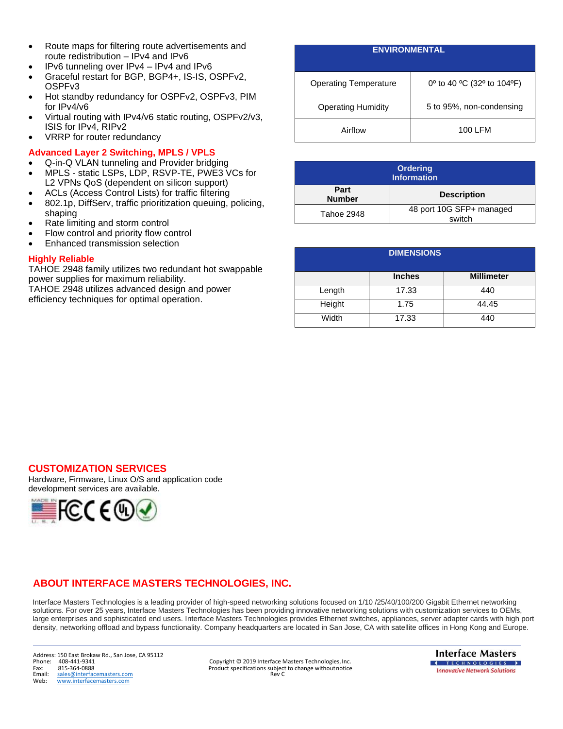- Route maps for filtering route advertisements and route redistribution – IPv4 and IPv6
- IPv6 tunneling over IPv4 – IPv4 and IPv6
- Graceful restart for BGP, BGP4+, IS-IS, OSPFv2, OSPFv3
- Hot standby redundancy for OSPFv2, OSPFv3, PIM for IPv4/v6
- Virtual routing with IPv4/v6 static routing, OSPFv2/v3, ISIS for IPv4, RIPv2
- VRRP for router redundancy

### Advanced Layer 2 Switching, MPLS / VPLS

- Q-in-Q VLAN tunneling and Provider bridging
- MPLS - static LSPs, LDP, RSVP-TE, PWE3 VCs for L2 VPNs QoS (dependent on silicon support)
- ACLs (Access Control Lists) for traffic filtering
- 802.1p, DiffServ, traffic prioritization queuing, policing, shaping
- Rate limiting and storm control
- Flow control and priority flow control
- Enhanced transmission selection

### Highly Reliable

TAHOE 2948 family utilizes two redundant hot swappable power supplies for maximum reliability.
TAHOE 2948 utilizes advanced design and power efficiency techniques for optimal operation.

| ENVIRONMENTAL | |
|---|---|
| Operating Temperature | 0º to 40 ºC (32º to 104ºF) |
| Operating Humidity | 5 to 95%, non-condensing |
| Airflow | 100 LFM |

| Ordering Information | |
|---|---|
| **Part Number** | **Description** |
| Tahoe 2948 | 48 port 10G SFP+ managed switch |

| DIMENSIONS | | |
|---|---|---|
| | **Inches** | **Millimeter** |
| Length | 17.33 | 440 |
| Height | 1.75 | 44.45 |
| Width | 17.33 | 440 |

## CUSTOMIZATION SERVICES

Hardware, Firmware, Linux O/S and application code development services are available.

## ABOUT INTERFACE MASTERS TECHNOLOGIES, INC.

Interface Masters Technologies is a leading provider of high-speed networking solutions focused on 1/10 /25/40/100/200 Gigabit Ethernet networking solutions. For over 25 years, Interface Masters Technologies has been providing innovative networking solutions with customization services to OEMs, large enterprises and sophisticated end users. Interface Masters Technologies provides Ethernet switches, appliances, server adapter cards with high port density, networking offload and bypass functionality. Company headquarters are located in San Jose, CA with satellite offices in Hong Kong and Europe.

Address: 150 East Brokaw Rd., San Jose, CA 95112
Phone: 408-441-9341
Fax: 815-364-0888
Email: sales@interfacemasters.com
Web: www.interfacemasters.com

Copyright © 2019 Interface Masters Technologies, Inc.
Product specifications subject to change without notice
Rev C

Interface Masters TECHNOLOGIES
Innovative Network Solutions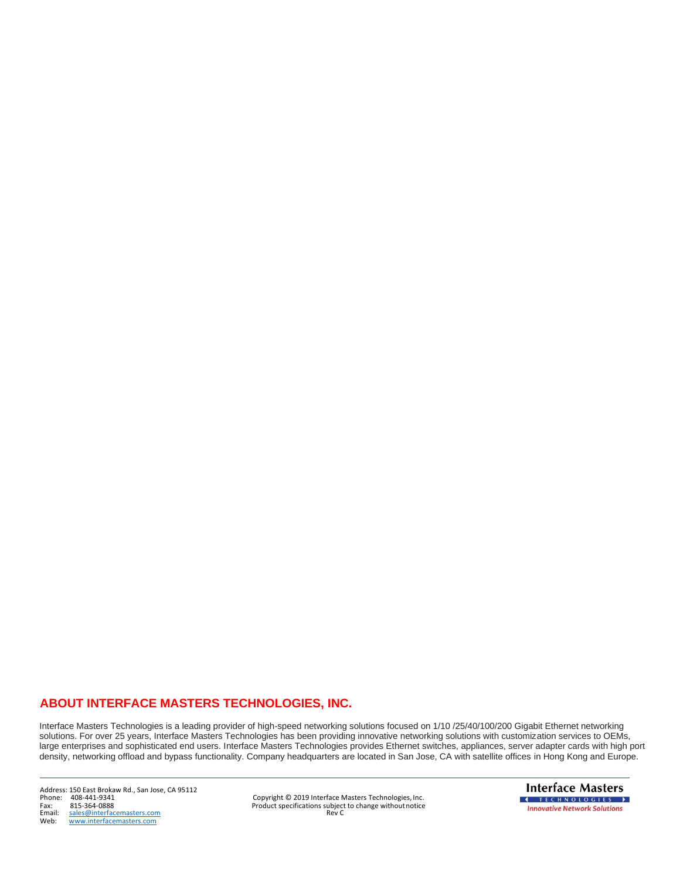## ABOUT INTERFACE MASTERS TECHNOLOGIES, INC.

Interface Masters Technologies is a leading provider of high-speed networking solutions focused on 1/10 /25/40/100/200 Gigabit Ethernet networking solutions. For over 25 years, Interface Masters Technologies has been providing innovative networking solutions with customization services to OEMs, large enterprises and sophisticated end users. Interface Masters Technologies provides Ethernet switches, appliances, server adapter cards with high port density, networking offload and bypass functionality. Company headquarters are located in San Jose, CA with satellite offices in Hong Kong and Europe.

---

Address: 150 East Brokaw Rd., San Jose, CA 95112
Phone: 408-441-9341
Fax: 815-364-0888
Email: sales@interfacemasters.com
Web: www.interfacemasters.com

Copyright © 2019 Interface Masters Technologies, Inc.
Product specifications subject to change without notice
Rev C

Interface Masters
TECHNOLOGIES
*Innovative Network Solutions*